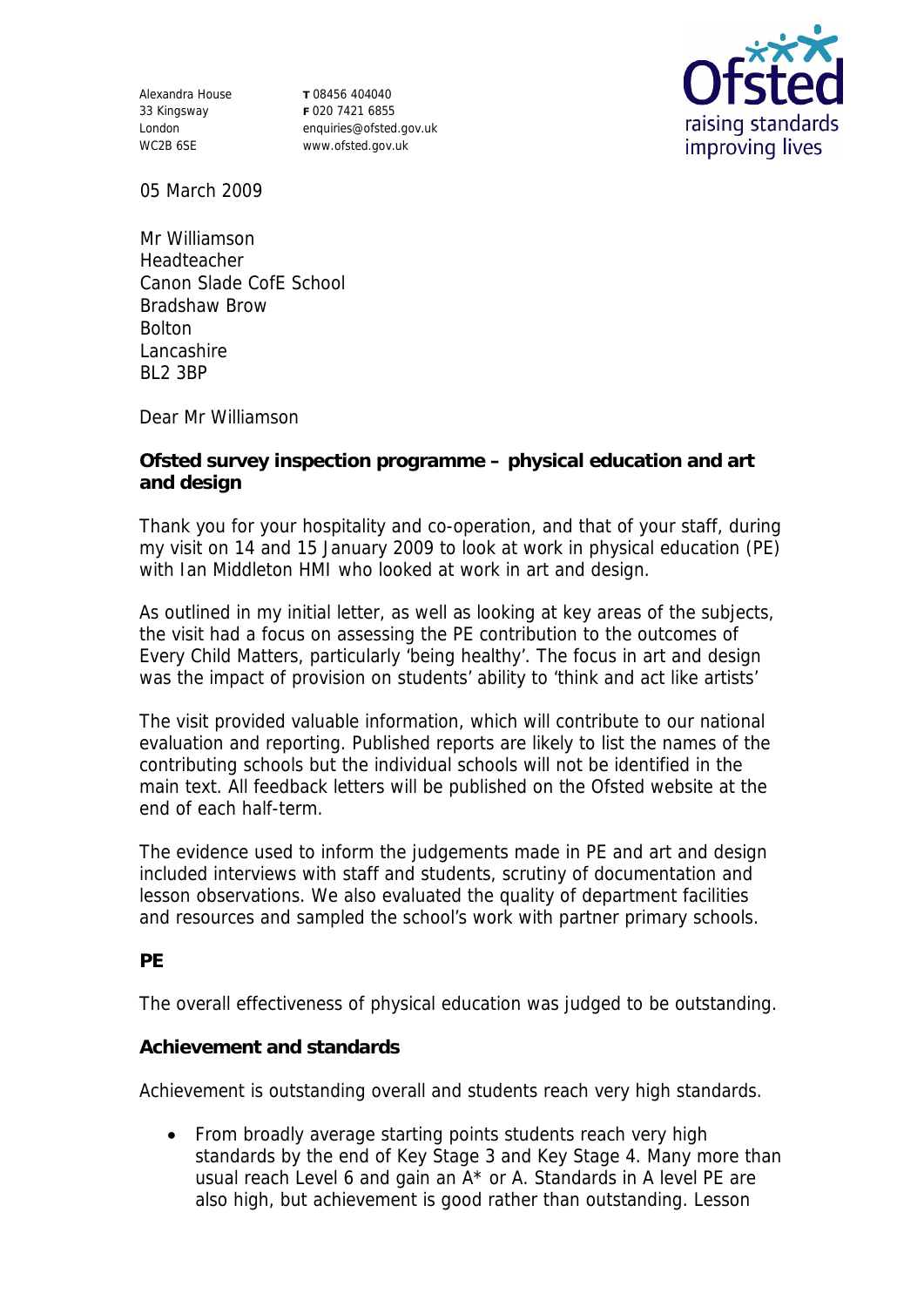Alexandra House
33 Kingsway
London
WC2B 6SE

T 08456 404040
F 020 7421 6855
enquiries@ofsted.gov.uk
www.ofsted.gov.uk

05 March 2009

Mr Williamson
Headteacher
Canon Slade CofE School
Bradshaw Brow
Bolton
Lancashire
BL2 3BP

Dear Mr Williamson

**Ofsted survey inspection programme – physical education and art and design**

Thank you for your hospitality and co-operation, and that of your staff, during my visit on 14 and 15 January 2009 to look at work in physical education (PE) with Ian Middleton HMI who looked at work in art and design.

As outlined in my initial letter, as well as looking at key areas of the subjects, the visit had a focus on assessing the PE contribution to the outcomes of Every Child Matters, particularly 'being healthy'. The focus in art and design was the impact of provision on students' ability to 'think and act like artists'

The visit provided valuable information, which will contribute to our national evaluation and reporting. Published reports are likely to list the names of the contributing schools but the individual schools will not be identified in the main text. All feedback letters will be published on the Ofsted website at the end of each half-term.

The evidence used to inform the judgements made in PE and art and design included interviews with staff and students, scrutiny of documentation and lesson observations. We also evaluated the quality of department facilities and resources and sampled the school's work with partner primary schools.

**PE**

The overall effectiveness of physical education was judged to be outstanding.

**Achievement and standards**

Achievement is outstanding overall and students reach very high standards.

- From broadly average starting points students reach very high standards by the end of Key Stage 3 and Key Stage 4. Many more than usual reach Level 6 and gain an A* or A. Standards in A level PE are also high, but achievement is good rather than outstanding. Lesson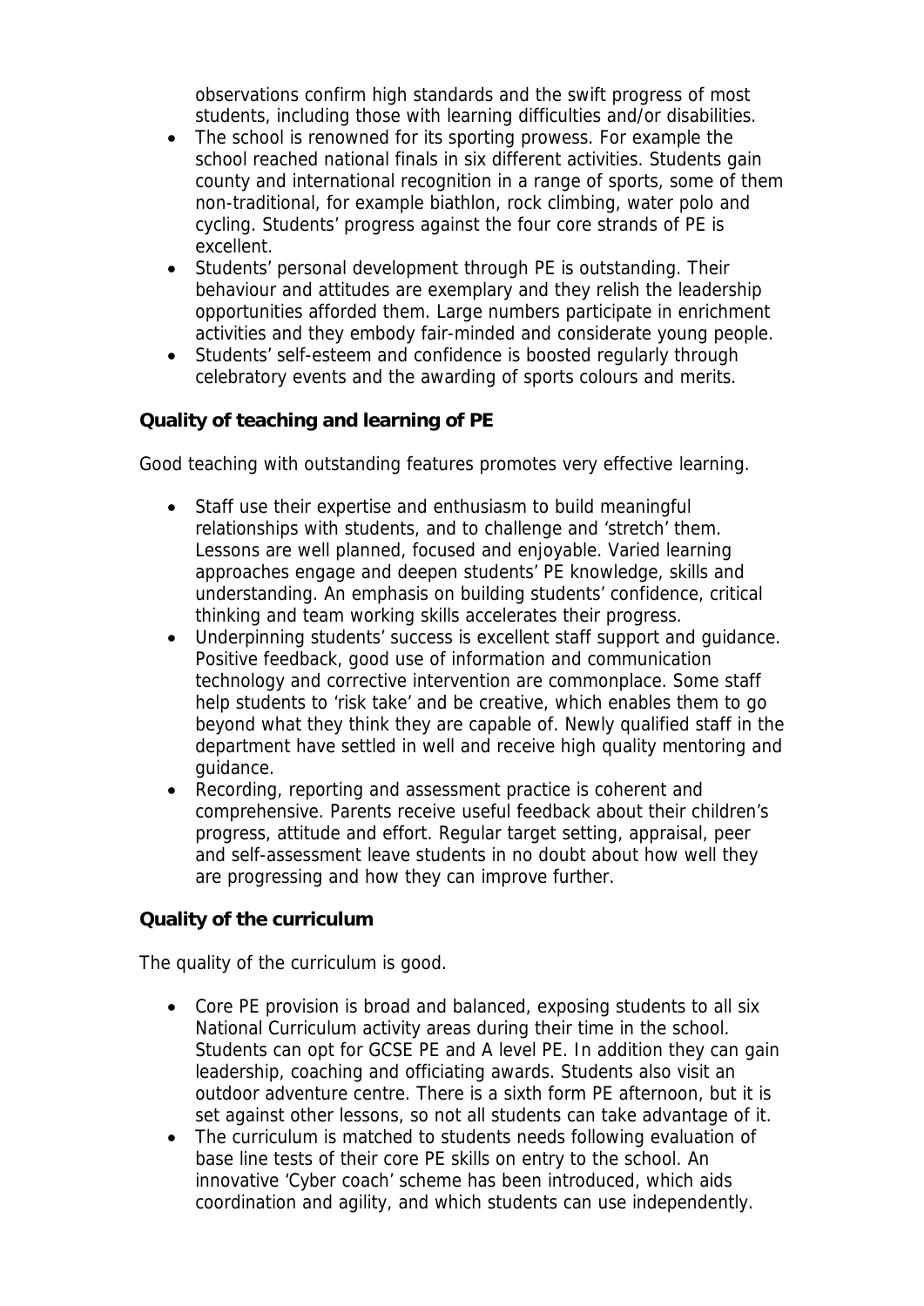observations confirm high standards and the swift progress of most students, including those with learning difficulties and/or disabilities.

- The school is renowned for its sporting prowess. For example the school reached national finals in six different activities. Students gain county and international recognition in a range of sports, some of them non-traditional, for example biathlon, rock climbing, water polo and cycling. Students' progress against the four core strands of PE is excellent.
- Students' personal development through PE is outstanding. Their behaviour and attitudes are exemplary and they relish the leadership opportunities afforded them. Large numbers participate in enrichment activities and they embody fair-minded and considerate young people.
- Students' self-esteem and confidence is boosted regularly through celebratory events and the awarding of sports colours and merits.

**Quality of teaching and learning of PE**

Good teaching with outstanding features promotes very effective learning.

- Staff use their expertise and enthusiasm to build meaningful relationships with students, and to challenge and 'stretch' them. Lessons are well planned, focused and enjoyable. Varied learning approaches engage and deepen students' PE knowledge, skills and understanding. An emphasis on building students' confidence, critical thinking and team working skills accelerates their progress.
- Underpinning students' success is excellent staff support and guidance. Positive feedback, good use of information and communication technology and corrective intervention are commonplace. Some staff help students to 'risk take' and be creative, which enables them to go beyond what they think they are capable of. Newly qualified staff in the department have settled in well and receive high quality mentoring and guidance.
- Recording, reporting and assessment practice is coherent and comprehensive. Parents receive useful feedback about their children's progress, attitude and effort. Regular target setting, appraisal, peer and self-assessment leave students in no doubt about how well they are progressing and how they can improve further.

**Quality of the curriculum**

The quality of the curriculum is good.

- Core PE provision is broad and balanced, exposing students to all six National Curriculum activity areas during their time in the school. Students can opt for GCSE PE and A level PE. In addition they can gain leadership, coaching and officiating awards. Students also visit an outdoor adventure centre. There is a sixth form PE afternoon, but it is set against other lessons, so not all students can take advantage of it.
- The curriculum is matched to students needs following evaluation of base line tests of their core PE skills on entry to the school. An innovative 'Cyber coach' scheme has been introduced, which aids coordination and agility, and which students can use independently.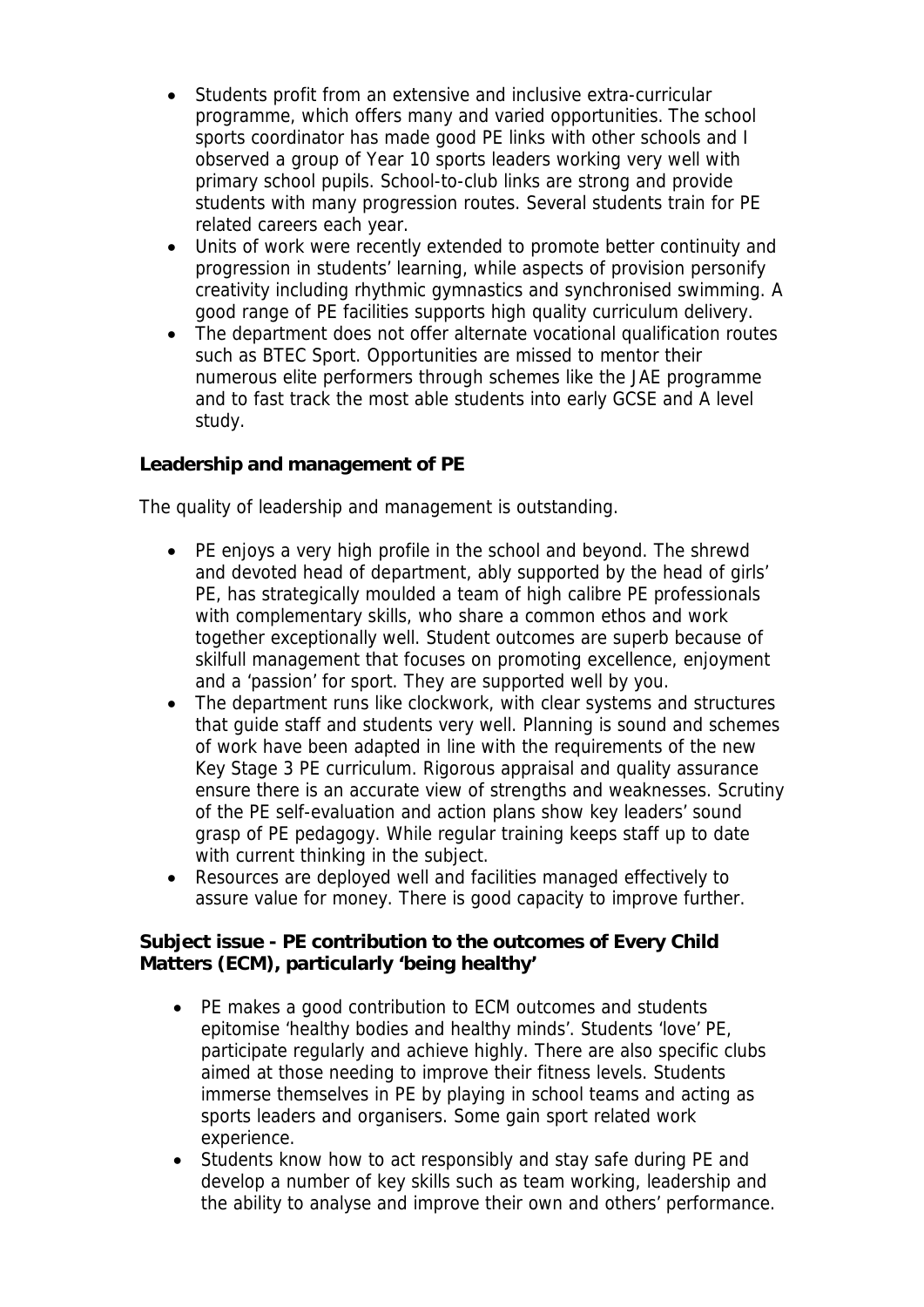- Students profit from an extensive and inclusive extra-curricular programme, which offers many and varied opportunities. The school sports coordinator has made good PE links with other schools and I observed a group of Year 10 sports leaders working very well with primary school pupils. School-to-club links are strong and provide students with many progression routes. Several students train for PE related careers each year.
- Units of work were recently extended to promote better continuity and progression in students' learning, while aspects of provision personify creativity including rhythmic gymnastics and synchronised swimming. A good range of PE facilities supports high quality curriculum delivery.
- The department does not offer alternate vocational qualification routes such as BTEC Sport. Opportunities are missed to mentor their numerous elite performers through schemes like the JAE programme and to fast track the most able students into early GCSE and A level study.

**Leadership and management of PE**

The quality of leadership and management is outstanding.

- PE enjoys a very high profile in the school and beyond. The shrewd and devoted head of department, ably supported by the head of girls' PE, has strategically moulded a team of high calibre PE professionals with complementary skills, who share a common ethos and work together exceptionally well. Student outcomes are superb because of skilfull management that focuses on promoting excellence, enjoyment and a 'passion' for sport. They are supported well by you.
- The department runs like clockwork, with clear systems and structures that guide staff and students very well. Planning is sound and schemes of work have been adapted in line with the requirements of the new Key Stage 3 PE curriculum. Rigorous appraisal and quality assurance ensure there is an accurate view of strengths and weaknesses. Scrutiny of the PE self-evaluation and action plans show key leaders' sound grasp of PE pedagogy. While regular training keeps staff up to date with current thinking in the subject.
- Resources are deployed well and facilities managed effectively to assure value for money. There is good capacity to improve further.

**Subject issue - PE contribution to the outcomes of Every Child Matters (ECM), particularly 'being healthy'**

- PE makes a good contribution to ECM outcomes and students epitomise 'healthy bodies and healthy minds'. Students 'love' PE, participate regularly and achieve highly. There are also specific clubs aimed at those needing to improve their fitness levels. Students immerse themselves in PE by playing in school teams and acting as sports leaders and organisers. Some gain sport related work experience.
- Students know how to act responsibly and stay safe during PE and develop a number of key skills such as team working, leadership and the ability to analyse and improve their own and others' performance.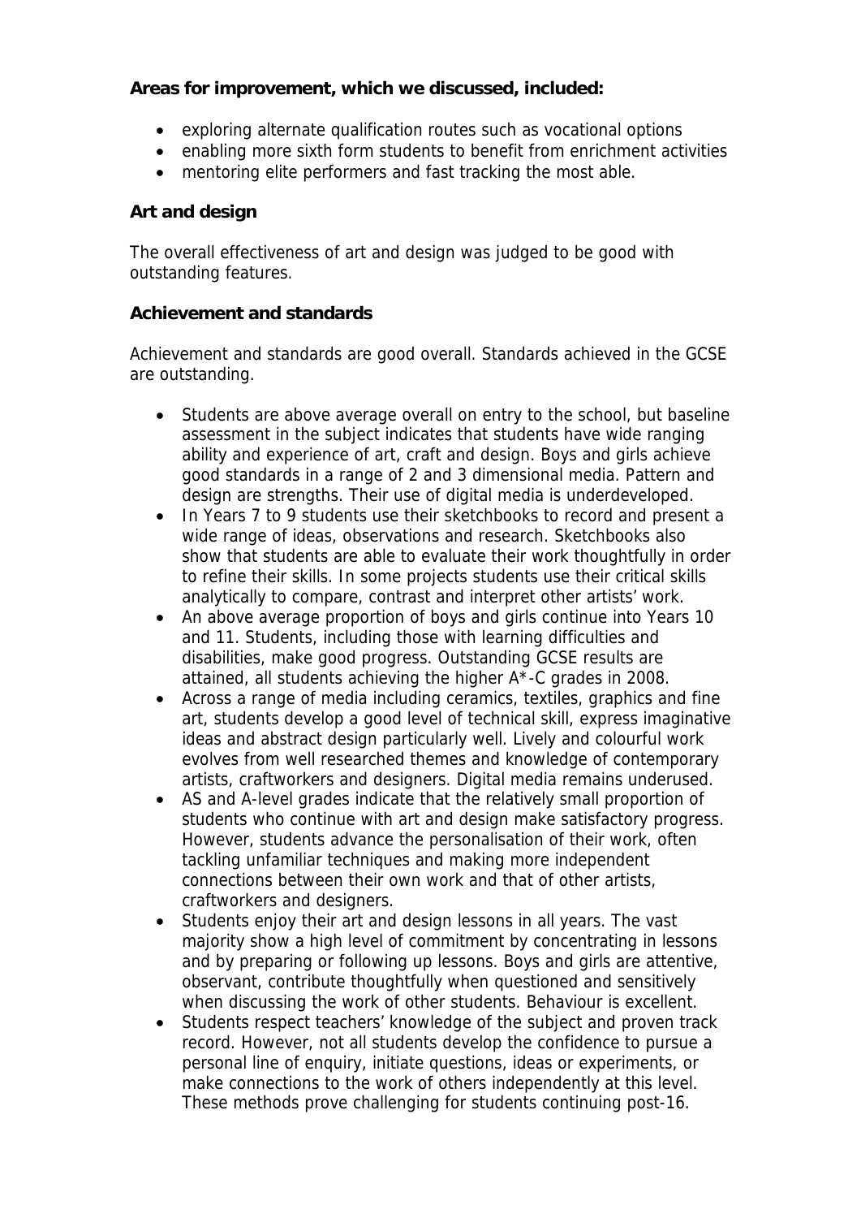**Areas for improvement, which we discussed, included:**

- exploring alternate qualification routes such as vocational options
- enabling more sixth form students to benefit from enrichment activities
- mentoring elite performers and fast tracking the most able.

**Art and design**

The overall effectiveness of art and design was judged to be good with outstanding features.

**Achievement and standards**

Achievement and standards are good overall. Standards achieved in the GCSE are outstanding.

- Students are above average overall on entry to the school, but baseline assessment in the subject indicates that students have wide ranging ability and experience of art, craft and design. Boys and girls achieve good standards in a range of 2 and 3 dimensional media. Pattern and design are strengths. Their use of digital media is underdeveloped.
- In Years 7 to 9 students use their sketchbooks to record and present a wide range of ideas, observations and research. Sketchbooks also show that students are able to evaluate their work thoughtfully in order to refine their skills. In some projects students use their critical skills analytically to compare, contrast and interpret other artists' work.
- An above average proportion of boys and girls continue into Years 10 and 11. Students, including those with learning difficulties and disabilities, make good progress. Outstanding GCSE results are attained, all students achieving the higher A*-C grades in 2008.
- Across a range of media including ceramics, textiles, graphics and fine art, students develop a good level of technical skill, express imaginative ideas and abstract design particularly well. Lively and colourful work evolves from well researched themes and knowledge of contemporary artists, craftworkers and designers. Digital media remains underused.
- AS and A-level grades indicate that the relatively small proportion of students who continue with art and design make satisfactory progress. However, students advance the personalisation of their work, often tackling unfamiliar techniques and making more independent connections between their own work and that of other artists, craftworkers and designers.
- Students enjoy their art and design lessons in all years. The vast majority show a high level of commitment by concentrating in lessons and by preparing or following up lessons. Boys and girls are attentive, observant, contribute thoughtfully when questioned and sensitively when discussing the work of other students. Behaviour is excellent.
- Students respect teachers' knowledge of the subject and proven track record. However, not all students develop the confidence to pursue a personal line of enquiry, initiate questions, ideas or experiments, or make connections to the work of others independently at this level. These methods prove challenging for students continuing post-16.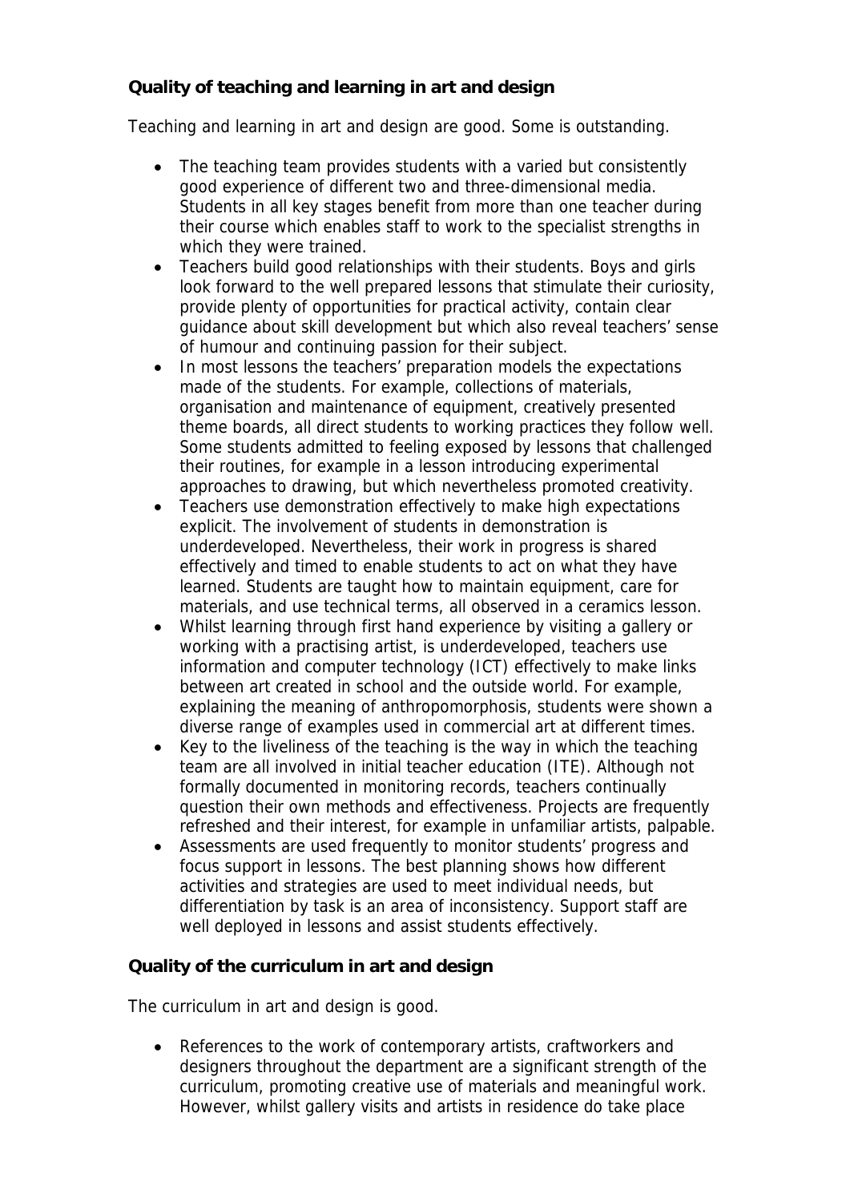**Quality of teaching and learning in art and design**

Teaching and learning in art and design are good. Some is outstanding.

- The teaching team provides students with a varied but consistently good experience of different two and three-dimensional media. Students in all key stages benefit from more than one teacher during their course which enables staff to work to the specialist strengths in which they were trained.
- Teachers build good relationships with their students. Boys and girls look forward to the well prepared lessons that stimulate their curiosity, provide plenty of opportunities for practical activity, contain clear guidance about skill development but which also reveal teachers' sense of humour and continuing passion for their subject.
- In most lessons the teachers' preparation models the expectations made of the students. For example, collections of materials, organisation and maintenance of equipment, creatively presented theme boards, all direct students to working practices they follow well. Some students admitted to feeling exposed by lessons that challenged their routines, for example in a lesson introducing experimental approaches to drawing, but which nevertheless promoted creativity.
- Teachers use demonstration effectively to make high expectations explicit. The involvement of students in demonstration is underdeveloped. Nevertheless, their work in progress is shared effectively and timed to enable students to act on what they have learned. Students are taught how to maintain equipment, care for materials, and use technical terms, all observed in a ceramics lesson.
- Whilst learning through first hand experience by visiting a gallery or working with a practising artist, is underdeveloped, teachers use information and computer technology (ICT) effectively to make links between art created in school and the outside world. For example, explaining the meaning of anthropomorphosis, students were shown a diverse range of examples used in commercial art at different times.
- Key to the liveliness of the teaching is the way in which the teaching team are all involved in initial teacher education (ITE). Although not formally documented in monitoring records, teachers continually question their own methods and effectiveness. Projects are frequently refreshed and their interest, for example in unfamiliar artists, palpable.
- Assessments are used frequently to monitor students' progress and focus support in lessons. The best planning shows how different activities and strategies are used to meet individual needs, but differentiation by task is an area of inconsistency. Support staff are well deployed in lessons and assist students effectively.

**Quality of the curriculum in art and design**

The curriculum in art and design is good.

- References to the work of contemporary artists, craftworkers and designers throughout the department are a significant strength of the curriculum, promoting creative use of materials and meaningful work. However, whilst gallery visits and artists in residence do take place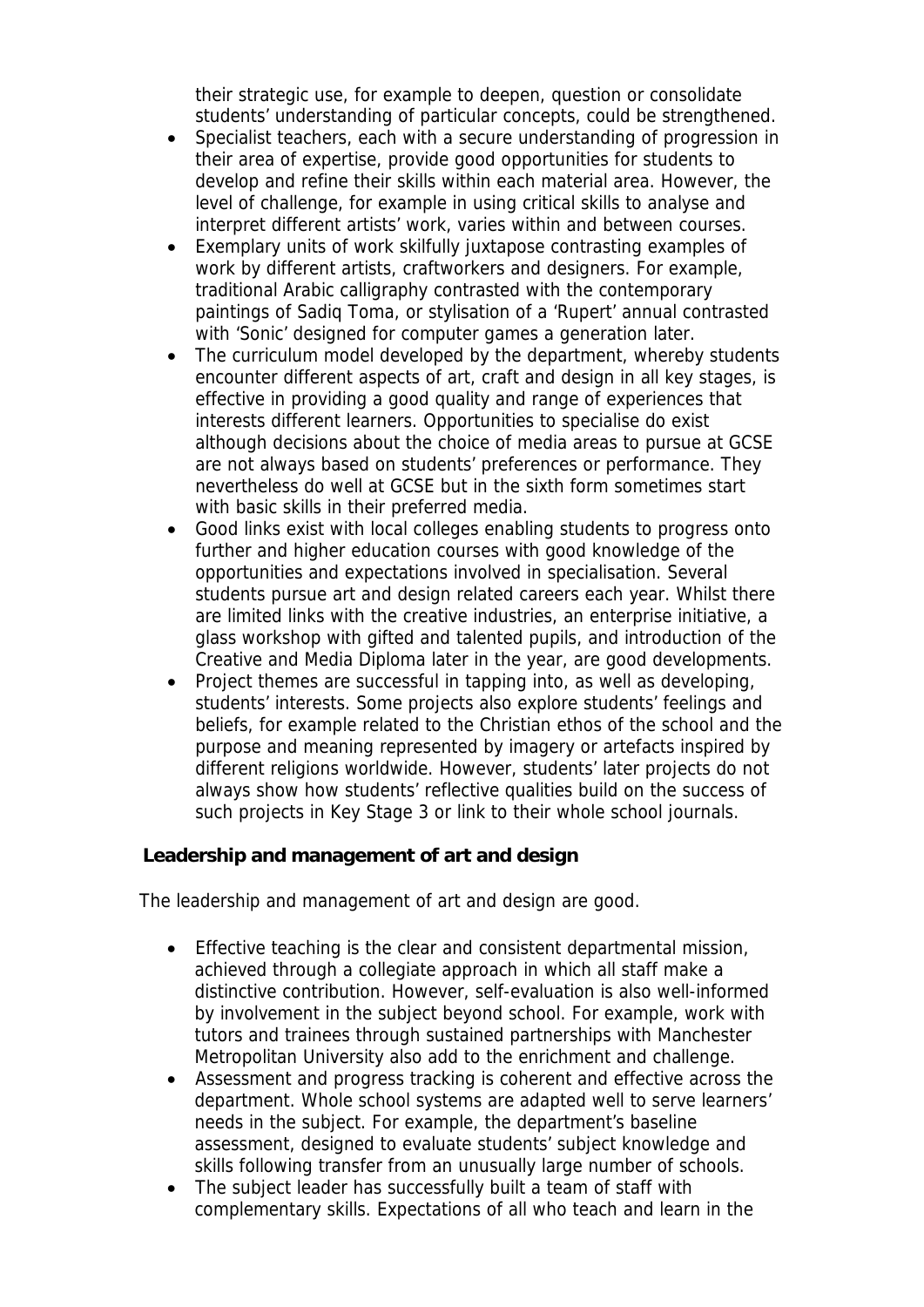their strategic use, for example to deepen, question or consolidate students' understanding of particular concepts, could be strengthened.

- Specialist teachers, each with a secure understanding of progression in their area of expertise, provide good opportunities for students to develop and refine their skills within each material area. However, the level of challenge, for example in using critical skills to analyse and interpret different artists' work, varies within and between courses.
- Exemplary units of work skilfully juxtapose contrasting examples of work by different artists, craftworkers and designers. For example, traditional Arabic calligraphy contrasted with the contemporary paintings of Sadiq Toma, or stylisation of a 'Rupert' annual contrasted with 'Sonic' designed for computer games a generation later.
- The curriculum model developed by the department, whereby students encounter different aspects of art, craft and design in all key stages, is effective in providing a good quality and range of experiences that interests different learners. Opportunities to specialise do exist although decisions about the choice of media areas to pursue at GCSE are not always based on students' preferences or performance. They nevertheless do well at GCSE but in the sixth form sometimes start with basic skills in their preferred media.
- Good links exist with local colleges enabling students to progress onto further and higher education courses with good knowledge of the opportunities and expectations involved in specialisation. Several students pursue art and design related careers each year. Whilst there are limited links with the creative industries, an enterprise initiative, a glass workshop with gifted and talented pupils, and introduction of the Creative and Media Diploma later in the year, are good developments.
- Project themes are successful in tapping into, as well as developing, students' interests. Some projects also explore students' feelings and beliefs, for example related to the Christian ethos of the school and the purpose and meaning represented by imagery or artefacts inspired by different religions worldwide. However, students' later projects do not always show how students' reflective qualities build on the success of such projects in Key Stage 3 or link to their whole school journals.

**Leadership and management of art and design**

The leadership and management of art and design are good.

- Effective teaching is the clear and consistent departmental mission, achieved through a collegiate approach in which all staff make a distinctive contribution. However, self-evaluation is also well-informed by involvement in the subject beyond school. For example, work with tutors and trainees through sustained partnerships with Manchester Metropolitan University also add to the enrichment and challenge.
- Assessment and progress tracking is coherent and effective across the department. Whole school systems are adapted well to serve learners' needs in the subject. For example, the department's baseline assessment, designed to evaluate students' subject knowledge and skills following transfer from an unusually large number of schools.
- The subject leader has successfully built a team of staff with complementary skills. Expectations of all who teach and learn in the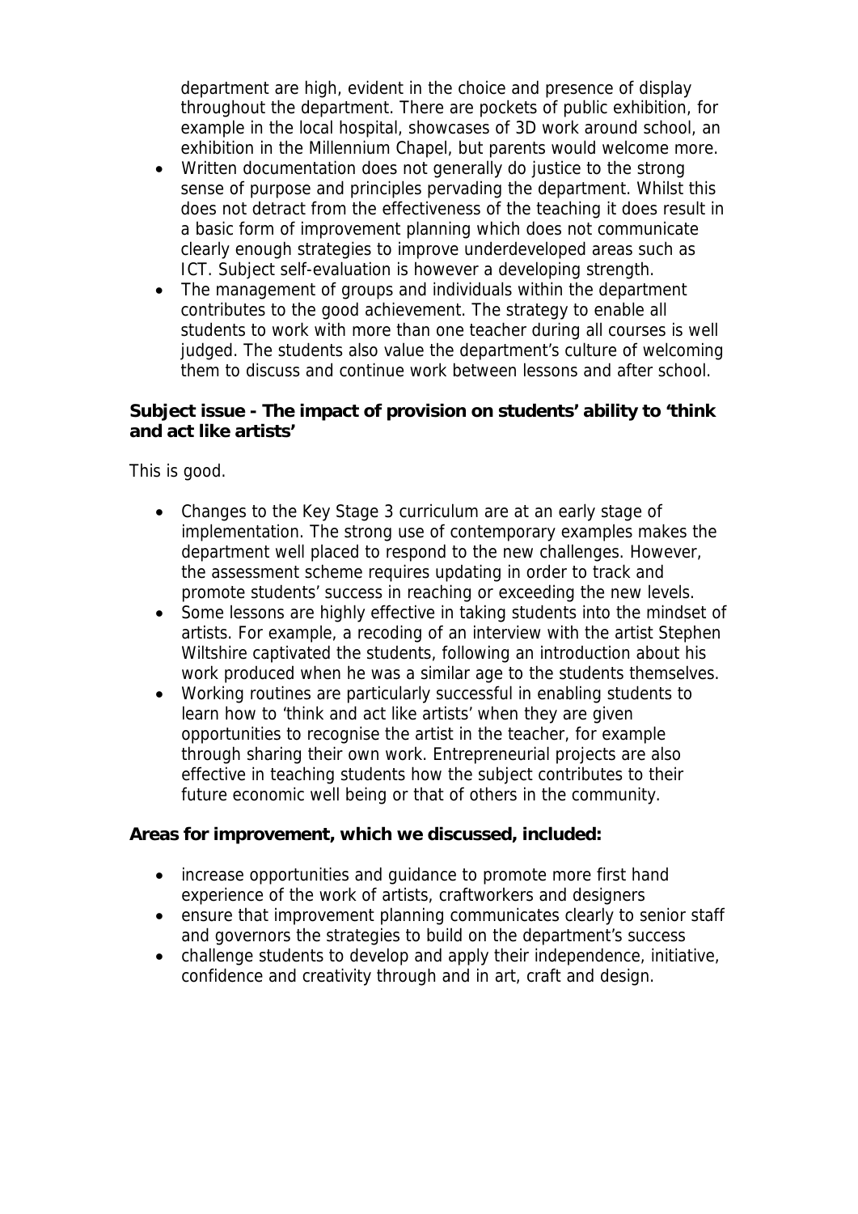department are high, evident in the choice and presence of display throughout the department. There are pockets of public exhibition, for example in the local hospital, showcases of 3D work around school, an exhibition in the Millennium Chapel, but parents would welcome more.

- Written documentation does not generally do justice to the strong sense of purpose and principles pervading the department. Whilst this does not detract from the effectiveness of the teaching it does result in a basic form of improvement planning which does not communicate clearly enough strategies to improve underdeveloped areas such as ICT. Subject self-evaluation is however a developing strength.
- The management of groups and individuals within the department contributes to the good achievement. The strategy to enable all students to work with more than one teacher during all courses is well judged. The students also value the department's culture of welcoming them to discuss and continue work between lessons and after school.

**Subject issue - The impact of provision on students' ability to 'think and act like artists'**

This is good.

- Changes to the Key Stage 3 curriculum are at an early stage of implementation. The strong use of contemporary examples makes the department well placed to respond to the new challenges. However, the assessment scheme requires updating in order to track and promote students' success in reaching or exceeding the new levels.
- Some lessons are highly effective in taking students into the mindset of artists. For example, a recoding of an interview with the artist Stephen Wiltshire captivated the students, following an introduction about his work produced when he was a similar age to the students themselves.
- Working routines are particularly successful in enabling students to learn how to 'think and act like artists' when they are given opportunities to recognise the artist in the teacher, for example through sharing their own work. Entrepreneurial projects are also effective in teaching students how the subject contributes to their future economic well being or that of others in the community.

**Areas for improvement, which we discussed, included:**

- increase opportunities and guidance to promote more first hand experience of the work of artists, craftworkers and designers
- ensure that improvement planning communicates clearly to senior staff and governors the strategies to build on the department's success
- challenge students to develop and apply their independence, initiative, confidence and creativity through and in art, craft and design.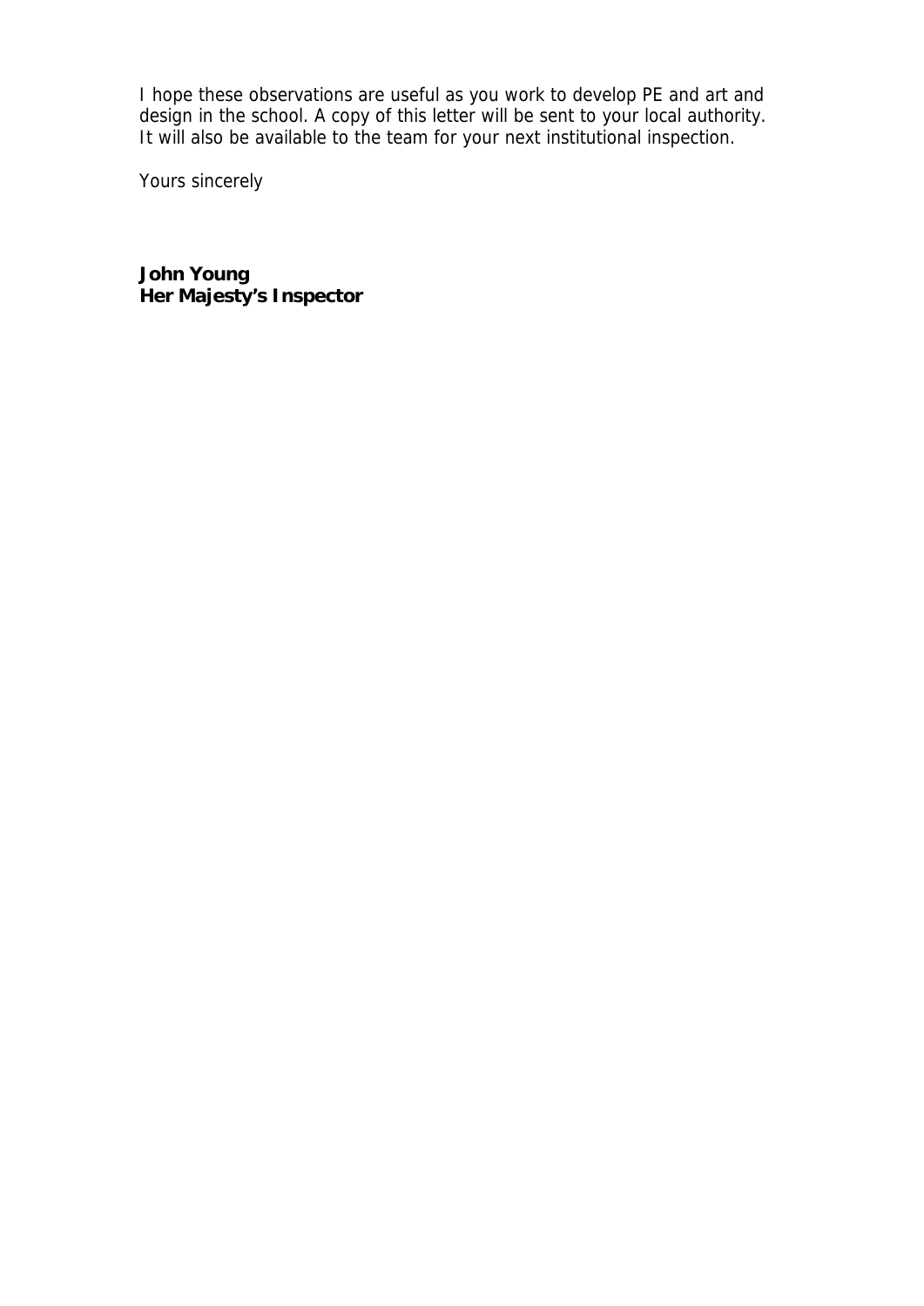I hope these observations are useful as you work to develop PE and art and design in the school. A copy of this letter will be sent to your local authority. It will also be available to the team for your next institutional inspection.

Yours sincerely

**John Young**
**Her Majesty's Inspector**